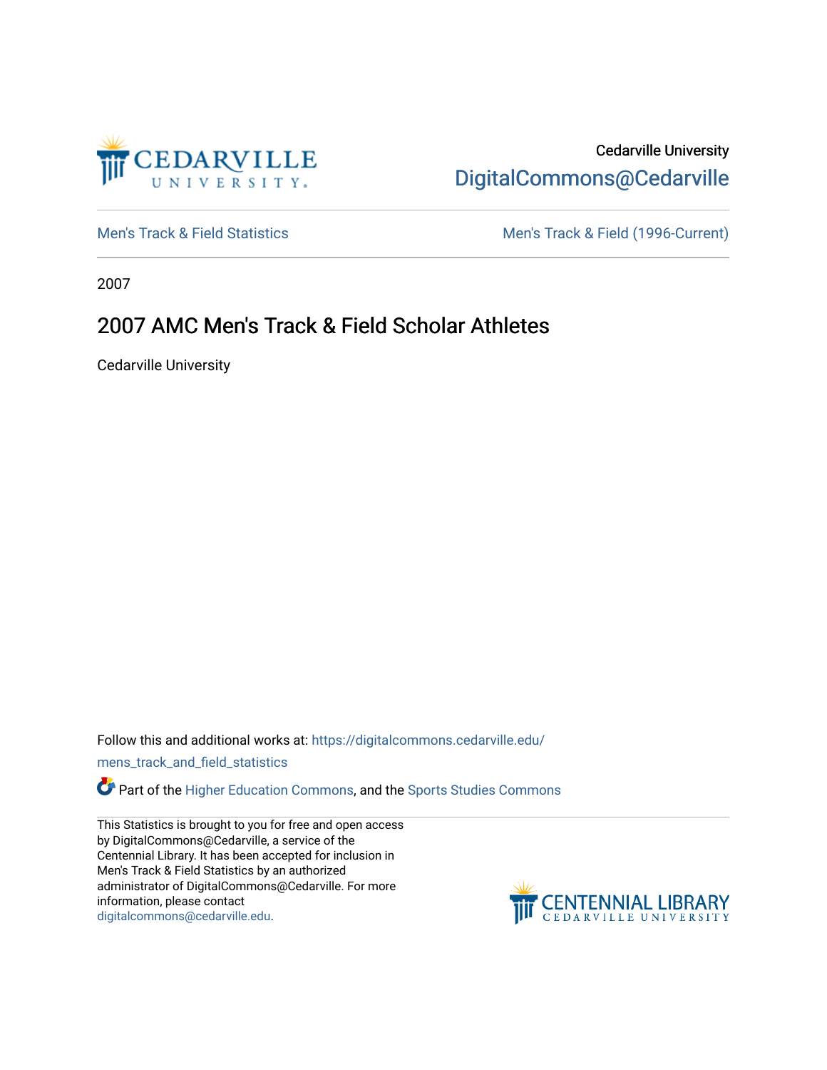Cedarville University

DigitalCommons@Cedarville

Men's Track & Field Statistics

Men's Track & Field (1996-Current)

2007

# 2007 AMC Men's Track & Field Scholar Athletes

Cedarville University

Follow this and additional works at: https://digitalcommons.cedarville.edu/mens_track_and_field_statistics

Part of the Higher Education Commons, and the Sports Studies Commons

This Statistics is brought to you for free and open access by DigitalCommons@Cedarville, a service of the Centennial Library. It has been accepted for inclusion in Men's Track & Field Statistics by an authorized administrator of DigitalCommons@Cedarville. For more information, please contact digitalcommons@cedarville.edu.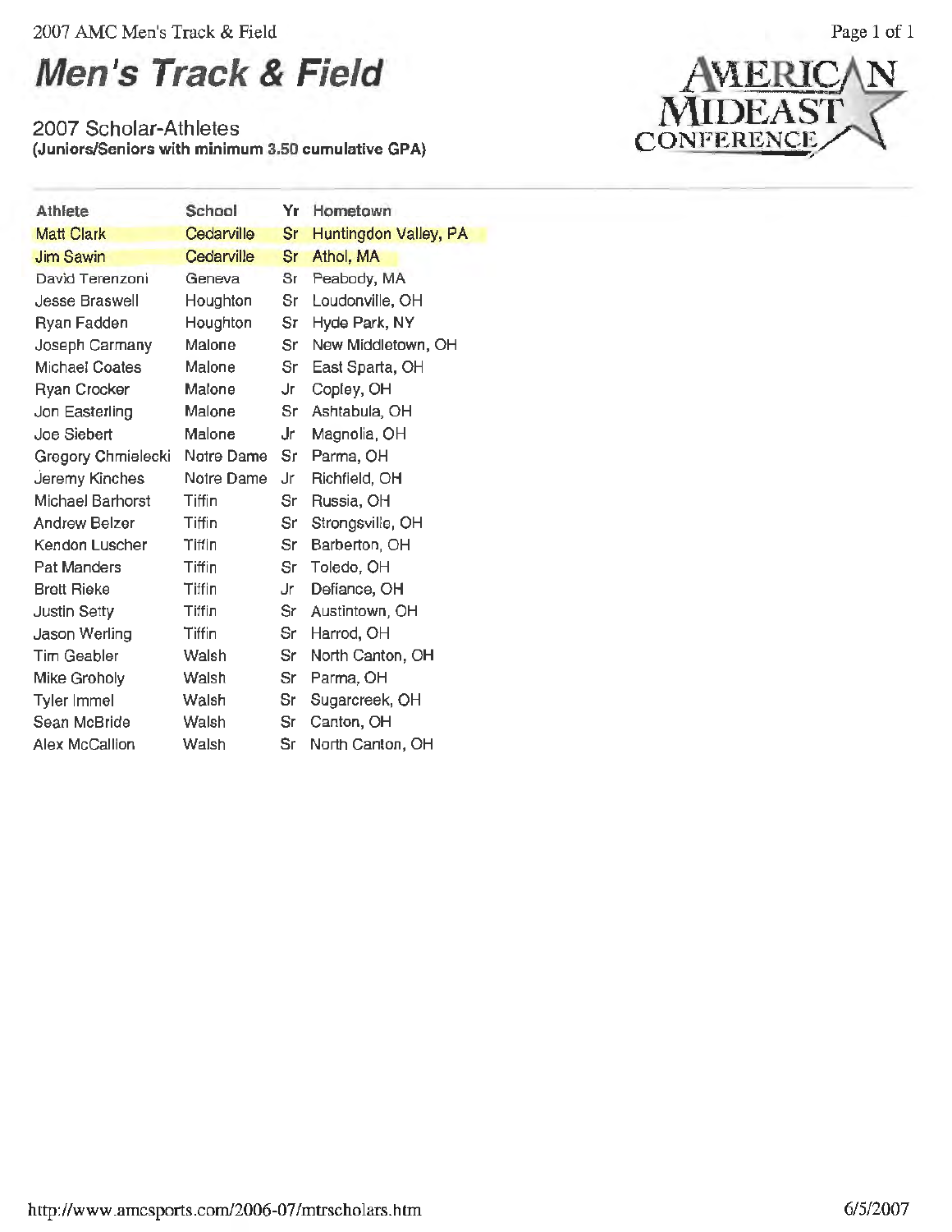# Men's Track & Field

2007 Scholar-Athletes
**(Juniors/Seniors with minimum 3.50 cumulative GPA)**

| Athlete | School | Yr | Hometown |
|---|---|---|---|
| Matt Clark | Cedarville | Sr | Huntingdon Valley, PA |
| Jim Sawin | Cedarville | Sr | Athol, MA |
| David Terenzoni | Geneva | Sr | Peabody, MA |
| Jesse Braswell | Houghton | Sr | Loudonville, OH |
| Ryan Fadden | Houghton | Sr | Hyde Park, NY |
| Joseph Carmany | Malone | Sr | New Middletown, OH |
| Michael Coates | Malone | Sr | East Sparta, OH |
| Ryan Crocker | Malone | Jr | Copley, OH |
| Jon Easterling | Malone | Sr | Ashtabula, OH |
| Joe Siebert | Malone | Jr | Magnolia, OH |
| Gregory Chmielecki | Notre Dame | Sr | Parma, OH |
| Jeremy Kinches | Notre Dame | Jr | Richfield, OH |
| Michael Barhorst | Tiffin | Sr | Russia, OH |
| Andrew Belzer | Tiffin | Sr | Strongsville, OH |
| Kendon Luscher | Tiffin | Sr | Barberton, OH |
| Pat Manders | Tiffin | Sr | Toledo, OH |
| Brett Rieke | Tiffin | Jr | Defiance, OH |
| Justin Setty | Tiffin | Sr | Austintown, OH |
| Jason Werling | Tiffin | Sr | Harrod, OH |
| Tim Geabler | Walsh | Sr | North Canton, OH |
| Mike Groholy | Walsh | Sr | Parma, OH |
| Tyler Immel | Walsh | Sr | Sugarcreek, OH |
| Sean McBride | Walsh | Sr | Canton, OH |
| Alex McCallion | Walsh | Sr | North Canton, OH |